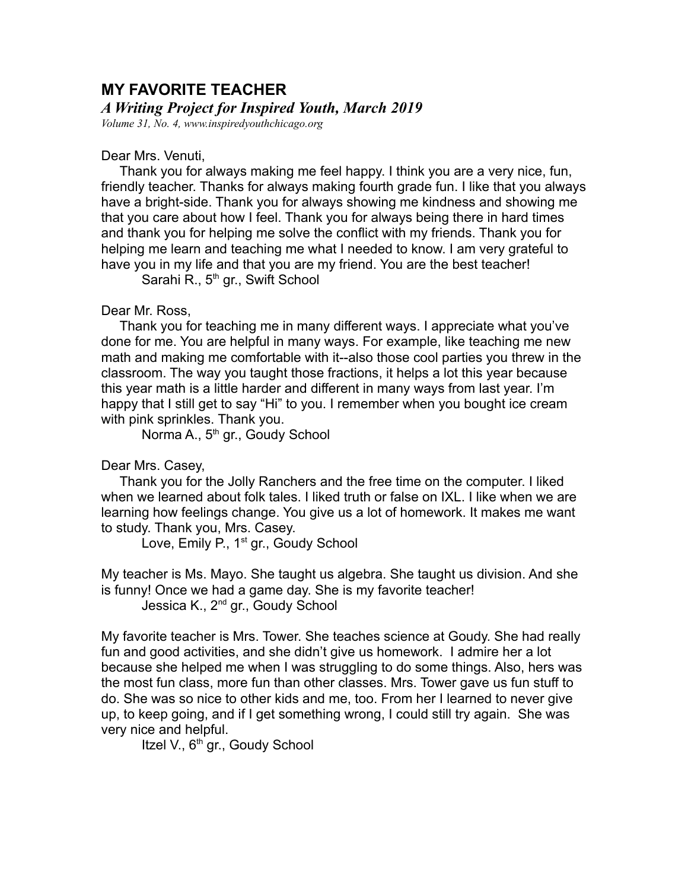# MY FAVORITE TEACHER

***A Writing Project for Inspired Youth, March 2019***

*Volume 31, No. 4, www.inspiredyouthchicago.org*

Dear Mrs. Venuti,

Thank you for always making me feel happy. I think you are a very nice, fun, friendly teacher. Thanks for always making fourth grade fun. I like that you always have a bright-side. Thank you for always showing me kindness and showing me that you care about how I feel. Thank you for always being there in hard times and thank you for helping me solve the conflict with my friends. Thank you for helping me learn and teaching me what I needed to know. I am very grateful to have you in my life and that you are my friend. You are the best teacher!

Sarahi R., 5th gr., Swift School

Dear Mr. Ross,

Thank you for teaching me in many different ways. I appreciate what you've done for me. You are helpful in many ways. For example, like teaching me new math and making me comfortable with it--also those cool parties you threw in the classroom. The way you taught those fractions, it helps a lot this year because this year math is a little harder and different in many ways from last year. I'm happy that I still get to say "Hi" to you. I remember when you bought ice cream with pink sprinkles. Thank you.

Norma A., 5th gr., Goudy School

Dear Mrs. Casey,

Thank you for the Jolly Ranchers and the free time on the computer. I liked when we learned about folk tales. I liked truth or false on IXL. I like when we are learning how feelings change. You give us a lot of homework. It makes me want to study. Thank you, Mrs. Casey.

Love, Emily P., 1st gr., Goudy School

My teacher is Ms. Mayo. She taught us algebra. She taught us division. And she is funny! Once we had a game day. She is my favorite teacher!

Jessica K., 2nd gr., Goudy School

My favorite teacher is Mrs. Tower. She teaches science at Goudy. She had really fun and good activities, and she didn't give us homework. I admire her a lot because she helped me when I was struggling to do some things. Also, hers was the most fun class, more fun than other classes. Mrs. Tower gave us fun stuff to do. She was so nice to other kids and me, too. From her I learned to never give up, to keep going, and if I get something wrong, I could still try again. She was very nice and helpful.

Itzel V., 6th gr., Goudy School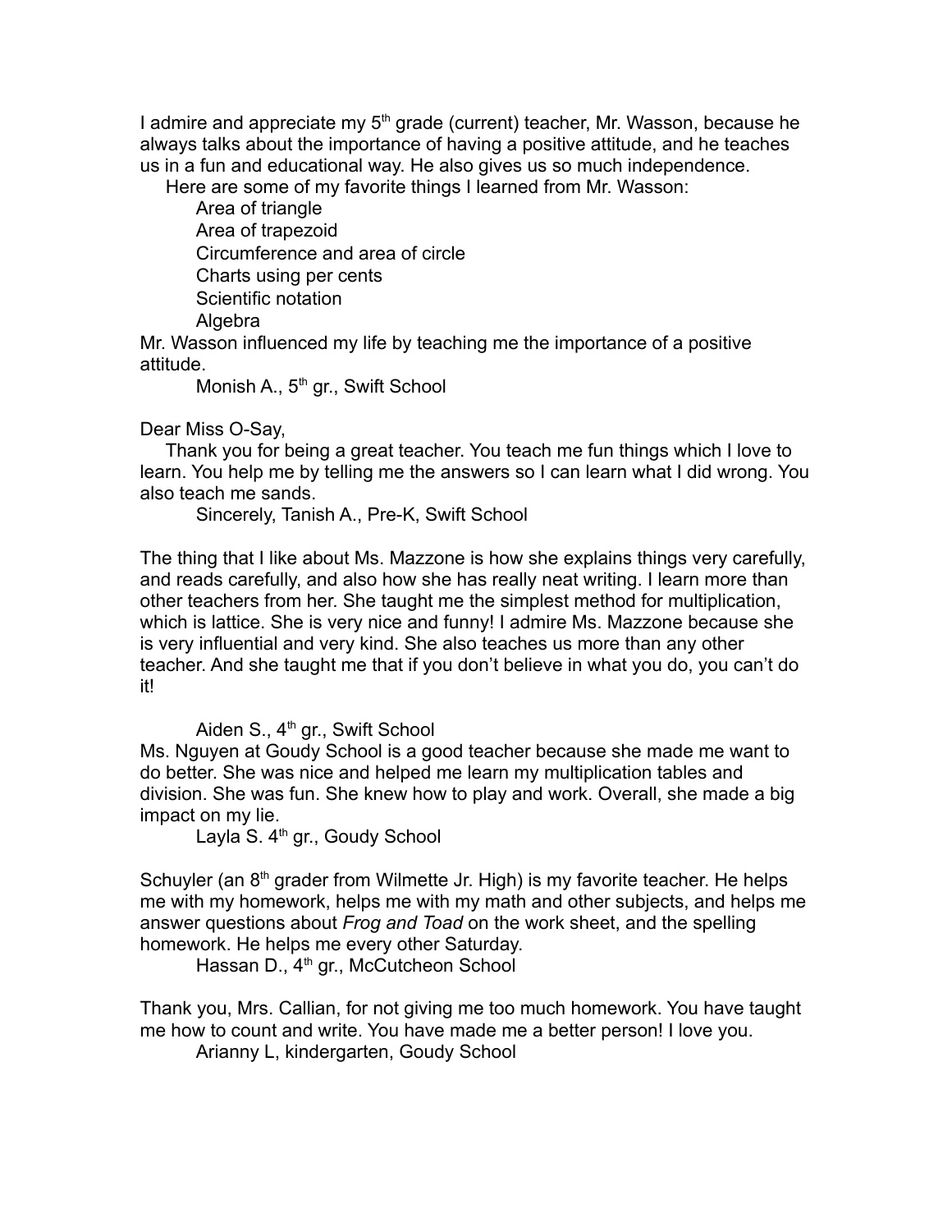I admire and appreciate my 5th grade (current) teacher, Mr. Wasson, because he always talks about the importance of having a positive attitude, and he teaches us in a fun and educational way. He also gives us so much independence.

Here are some of my favorite things I learned from Mr. Wasson:

- Area of triangle
- Area of trapezoid
- Circumference and area of circle
- Charts using per cents
- Scientific notation
- Algebra

Mr. Wasson influenced my life by teaching me the importance of a positive attitude.

Monish A., 5th gr., Swift School

Dear Miss O-Say,

Thank you for being a great teacher. You teach me fun things which I love to learn. You help me by telling me the answers so I can learn what I did wrong. You also teach me sands.

Sincerely, Tanish A., Pre-K, Swift School

The thing that I like about Ms. Mazzone is how she explains things very carefully, and reads carefully, and also how she has really neat writing. I learn more than other teachers from her. She taught me the simplest method for multiplication, which is lattice. She is very nice and funny! I admire Ms. Mazzone because she is very influential and very kind. She also teaches us more than any other teacher. And she taught me that if you don't believe in what you do, you can't do it!

Aiden S., 4th gr., Swift School

Ms. Nguyen at Goudy School is a good teacher because she made me want to do better. She was nice and helped me learn my multiplication tables and division. She was fun. She knew how to play and work. Overall, she made a big impact on my lie.

Layla S. 4th gr., Goudy School

Schuyler (an 8th grader from Wilmette Jr. High) is my favorite teacher. He helps me with my homework, helps me with my math and other subjects, and helps me answer questions about *Frog and Toad* on the work sheet, and the spelling homework. He helps me every other Saturday.

Hassan D., 4th gr., McCutcheon School

Thank you, Mrs. Callian, for not giving me too much homework. You have taught me how to count and write. You have made me a better person! I love you.

Arianny L, kindergarten, Goudy School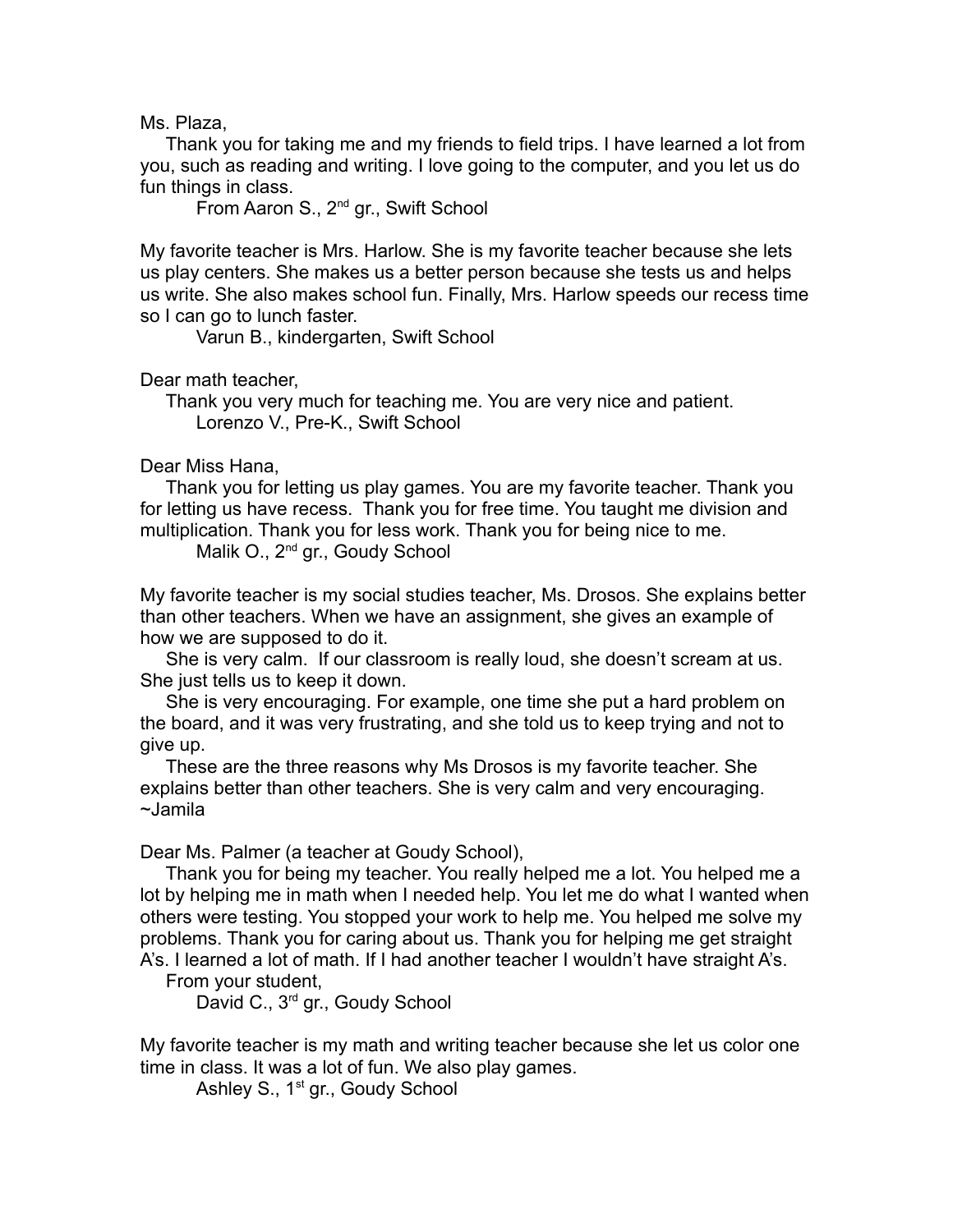Ms. Plaza,

Thank you for taking me and my friends to field trips. I have learned a lot from you, such as reading and writing. I love going to the computer, and you let us do fun things in class.

From Aaron S., 2nd gr., Swift School

My favorite teacher is Mrs. Harlow. She is my favorite teacher because she lets us play centers. She makes us a better person because she tests us and helps us write. She also makes school fun. Finally, Mrs. Harlow speeds our recess time so I can go to lunch faster.

Varun B., kindergarten, Swift School

Dear math teacher,

Thank you very much for teaching me. You are very nice and patient.

Lorenzo V., Pre-K., Swift School

Dear Miss Hana,

Thank you for letting us play games. You are my favorite teacher. Thank you for letting us have recess. Thank you for free time. You taught me division and multiplication. Thank you for less work. Thank you for being nice to me.

Malik O., 2nd gr., Goudy School

My favorite teacher is my social studies teacher, Ms. Drosos. She explains better than other teachers. When we have an assignment, she gives an example of how we are supposed to do it.

She is very calm. If our classroom is really loud, she doesn't scream at us. She just tells us to keep it down.

She is very encouraging. For example, one time she put a hard problem on the board, and it was very frustrating, and she told us to keep trying and not to give up.

These are the three reasons why Ms Drosos is my favorite teacher. She explains better than other teachers. She is very calm and very encouraging.
~Jamila

Dear Ms. Palmer (a teacher at Goudy School),

Thank you for being my teacher. You really helped me a lot. You helped me a lot by helping me in math when I needed help. You let me do what I wanted when others were testing. You stopped your work to help me. You helped me solve my problems. Thank you for caring about us. Thank you for helping me get straight A's. I learned a lot of math. If I had another teacher I wouldn't have straight A's.

From your student,

David C., 3rd gr., Goudy School

My favorite teacher is my math and writing teacher because she let us color one time in class. It was a lot of fun. We also play games.

Ashley S., 1st gr., Goudy School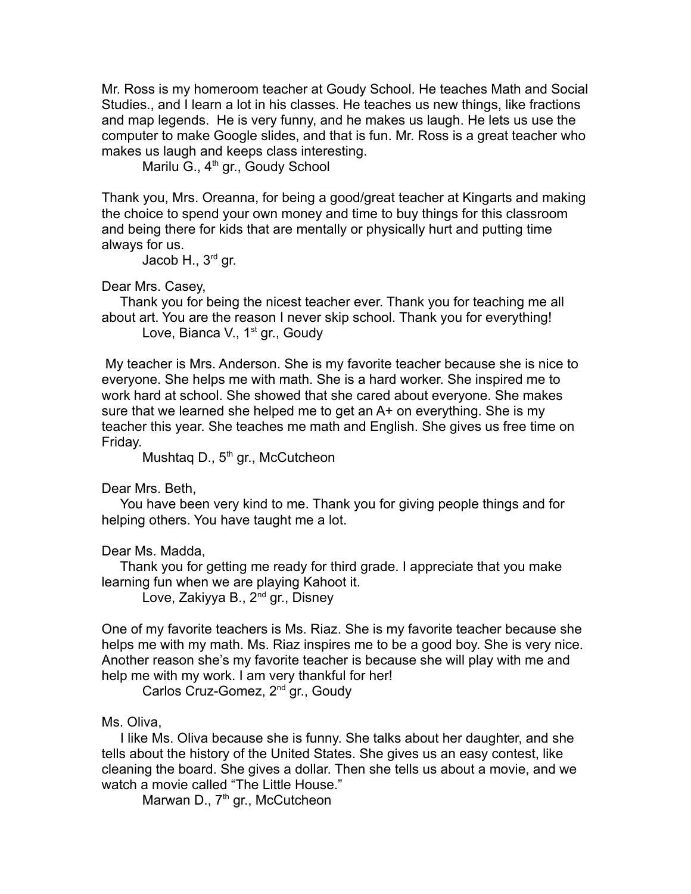Mr. Ross is my homeroom teacher at Goudy School. He teaches Math and Social Studies., and I learn a lot in his classes. He teaches us new things, like fractions and map legends. He is very funny, and he makes us laugh. He lets us use the computer to make Google slides, and that is fun. Mr. Ross is a great teacher who makes us laugh and keeps class interesting.

Marilu G., 4th gr., Goudy School

Thank you, Mrs. Oreanna, for being a good/great teacher at Kingarts and making the choice to spend your own money and time to buy things for this classroom and being there for kids that are mentally or physically hurt and putting time always for us.

Jacob H., 3rd gr.

Dear Mrs. Casey,

Thank you for being the nicest teacher ever. Thank you for teaching me all about art. You are the reason I never skip school. Thank you for everything!

Love, Bianca V., 1st gr., Goudy

My teacher is Mrs. Anderson. She is my favorite teacher because she is nice to everyone. She helps me with math. She is a hard worker. She inspired me to work hard at school. She showed that she cared about everyone. She makes sure that we learned she helped me to get an A+ on everything. She is my teacher this year. She teaches me math and English. She gives us free time on Friday.

Mushtaq D., 5th gr., McCutcheon

Dear Mrs. Beth,

You have been very kind to me. Thank you for giving people things and for helping others. You have taught me a lot.

Dear Ms. Madda,

Thank you for getting me ready for third grade. I appreciate that you make learning fun when we are playing Kahoot it.

Love, Zakiyya B., 2nd gr., Disney

One of my favorite teachers is Ms. Riaz. She is my favorite teacher because she helps me with my math. Ms. Riaz inspires me to be a good boy. She is very nice. Another reason she's my favorite teacher is because she will play with me and help me with my work. I am very thankful for her!

Carlos Cruz-Gomez, 2nd gr., Goudy

Ms. Oliva,

I like Ms. Oliva because she is funny. She talks about her daughter, and she tells about the history of the United States. She gives us an easy contest, like cleaning the board. She gives a dollar. Then she tells us about a movie, and we watch a movie called "The Little House."

Marwan D., 7th gr., McCutcheon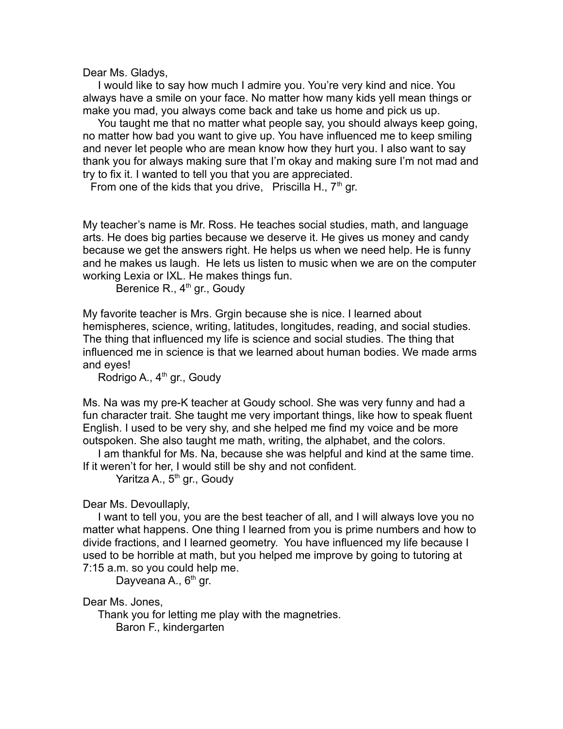Dear Ms. Gladys,

I would like to say how much I admire you. You're very kind and nice. You always have a smile on your face. No matter how many kids yell mean things or make you mad, you always come back and take us home and pick us up.

You taught me that no matter what people say, you should always keep going, no matter how bad you want to give up. You have influenced me to keep smiling and never let people who are mean know how they hurt you. I also want to say thank you for always making sure that I'm okay and making sure I'm not mad and try to fix it. I wanted to tell you that you are appreciated.

From one of the kids that you drive,   Priscilla H., 7th gr.

My teacher's name is Mr. Ross. He teaches social studies, math, and language arts. He does big parties because we deserve it. He gives us money and candy because we get the answers right. He helps us when we need help. He is funny and he makes us laugh. He lets us listen to music when we are on the computer working Lexia or IXL. He makes things fun.

Berenice R., 4th gr., Goudy

My favorite teacher is Mrs. Grgin because she is nice. I learned about hemispheres, science, writing, latitudes, longitudes, reading, and social studies. The thing that influenced my life is science and social studies. The thing that influenced me in science is that we learned about human bodies. We made arms and eyes!

Rodrigo A., 4th gr., Goudy

Ms. Na was my pre-K teacher at Goudy school. She was very funny and had a fun character trait. She taught me very important things, like how to speak fluent English. I used to be very shy, and she helped me find my voice and be more outspoken. She also taught me math, writing, the alphabet, and the colors.

I am thankful for Ms. Na, because she was helpful and kind at the same time. If it weren't for her, I would still be shy and not confident.

Yaritza A., 5th gr., Goudy

Dear Ms. Devoullaply,

I want to tell you, you are the best teacher of all, and I will always love you no matter what happens. One thing I learned from you is prime numbers and how to divide fractions, and I learned geometry. You have influenced my life because I used to be horrible at math, but you helped me improve by going to tutoring at 7:15 a.m. so you could help me.

Dayveana A., 6th gr.

Dear Ms. Jones,

Thank you for letting me play with the magnetries.

Baron F., kindergarten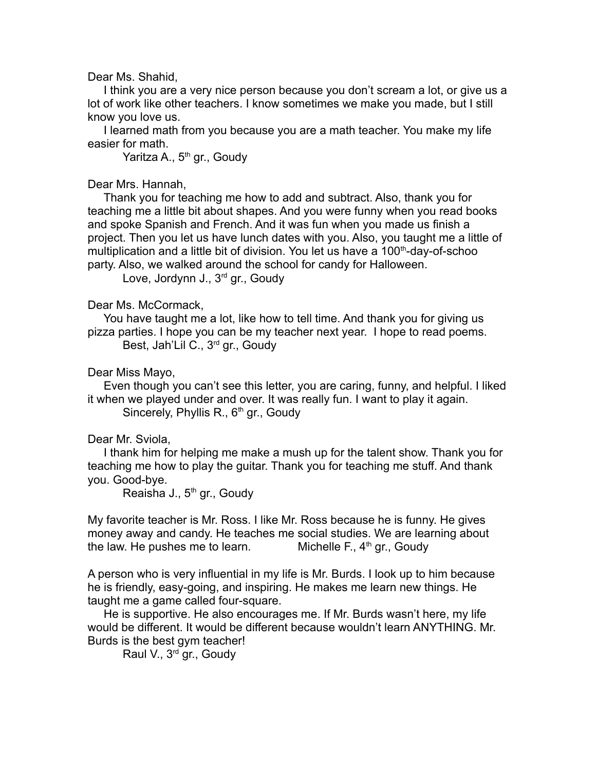Dear Ms. Shahid,

I think you are a very nice person because you don't scream a lot, or give us a lot of work like other teachers. I know sometimes we make you made, but I still know you love us.

I learned math from you because you are a math teacher. You make my life easier for math.

Yaritza A., 5th gr., Goudy

Dear Mrs. Hannah,

Thank you for teaching me how to add and subtract. Also, thank you for teaching me a little bit about shapes. And you were funny when you read books and spoke Spanish and French. And it was fun when you made us finish a project. Then you let us have lunch dates with you. Also, you taught me a little of multiplication and a little bit of division. You let us have a 100th-day-of-schoo party. Also, we walked around the school for candy for Halloween.

Love, Jordynn J., 3rd gr., Goudy

Dear Ms. McCormack,

You have taught me a lot, like how to tell time. And thank you for giving us pizza parties. I hope you can be my teacher next year. I hope to read poems.

Best, Jah'Lil C., 3rd gr., Goudy

Dear Miss Mayo,

Even though you can't see this letter, you are caring, funny, and helpful. I liked it when we played under and over. It was really fun. I want to play it again.

Sincerely, Phyllis R., 6th gr., Goudy

Dear Mr. Sviola,

I thank him for helping me make a mush up for the talent show. Thank you for teaching me how to play the guitar. Thank you for teaching me stuff. And thank you. Good-bye.

Reaisha J., 5th gr., Goudy

My favorite teacher is Mr. Ross. I like Mr. Ross because he is funny. He gives money away and candy. He teaches me social studies. We are learning about the law. He pushes me to learn. Michelle F., 4th gr., Goudy

A person who is very influential in my life is Mr. Burds. I look up to him because he is friendly, easy-going, and inspiring. He makes me learn new things. He taught me a game called four-square.

He is supportive. He also encourages me. If Mr. Burds wasn't here, my life would be different. It would be different because wouldn't learn ANYTHING. Mr. Burds is the best gym teacher!

Raul V., 3rd gr., Goudy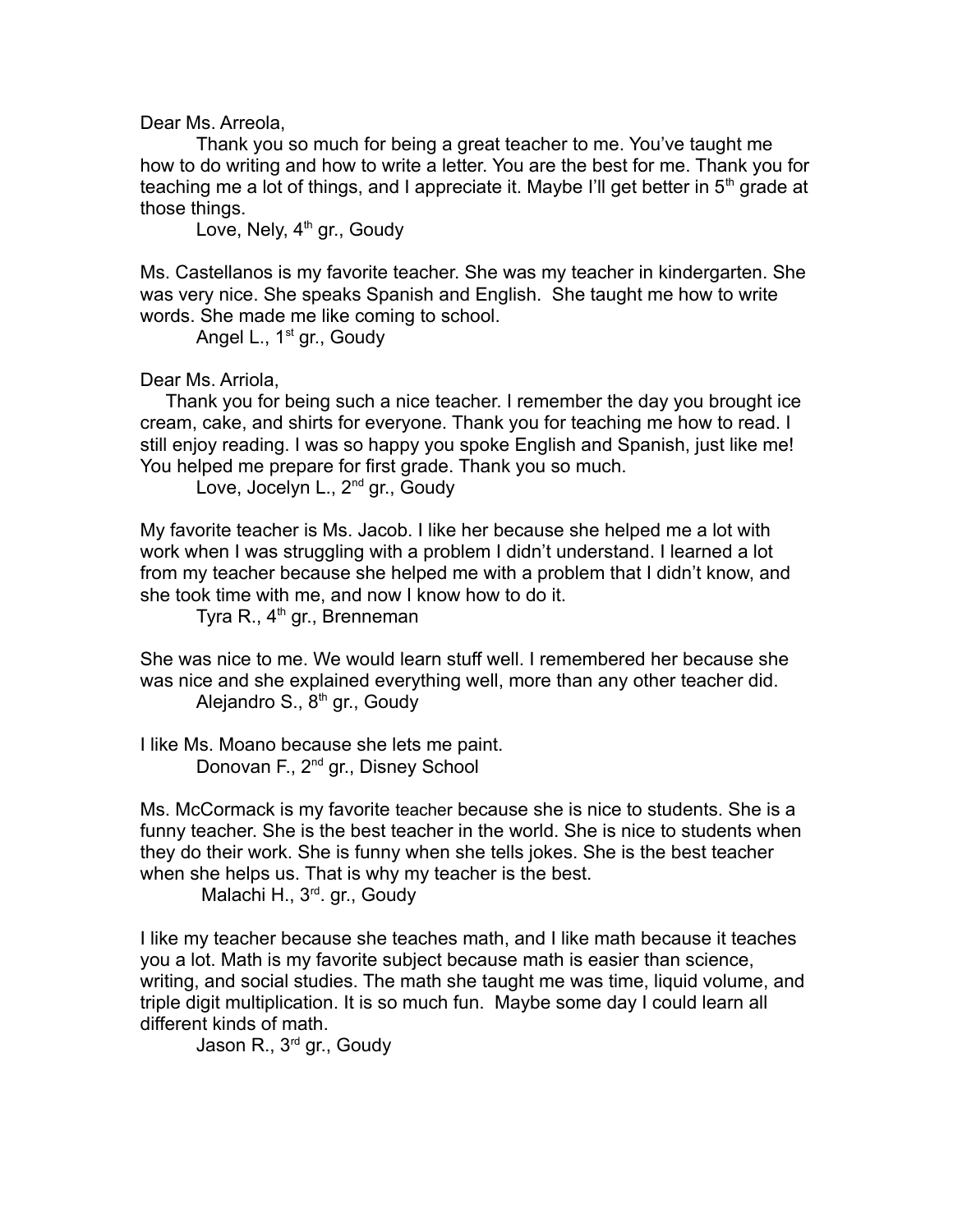Dear Ms. Arreola,

Thank you so much for being a great teacher to me. You've taught me how to do writing and how to write a letter. You are the best for me. Thank you for teaching me a lot of things, and I appreciate it. Maybe I'll get better in 5th grade at those things.

Love, Nely, 4th gr., Goudy

Ms. Castellanos is my favorite teacher. She was my teacher in kindergarten. She was very nice. She speaks Spanish and English. She taught me how to write words. She made me like coming to school.

Angel L., 1st gr., Goudy

Dear Ms. Arriola,

Thank you for being such a nice teacher. I remember the day you brought ice cream, cake, and shirts for everyone. Thank you for teaching me how to read. I still enjoy reading. I was so happy you spoke English and Spanish, just like me! You helped me prepare for first grade. Thank you so much.

Love, Jocelyn L., 2nd gr., Goudy

My favorite teacher is Ms. Jacob. I like her because she helped me a lot with work when I was struggling with a problem I didn't understand. I learned a lot from my teacher because she helped me with a problem that I didn't know, and she took time with me, and now I know how to do it.

Tyra R., 4th gr., Brenneman

She was nice to me. We would learn stuff well. I remembered her because she was nice and she explained everything well, more than any other teacher did.

Alejandro S., 8th gr., Goudy

I like Ms. Moano because she lets me paint.

Donovan F., 2nd gr., Disney School

Ms. McCormack is my favorite teacher because she is nice to students. She is a funny teacher. She is the best teacher in the world. She is nice to students when they do their work. She is funny when she tells jokes. She is the best teacher when she helps us. That is why my teacher is the best.

Malachi H., 3rd. gr., Goudy

I like my teacher because she teaches math, and I like math because it teaches you a lot. Math is my favorite subject because math is easier than science, writing, and social studies. The math she taught me was time, liquid volume, and triple digit multiplication. It is so much fun. Maybe some day I could learn all different kinds of math.

Jason R., 3rd gr., Goudy